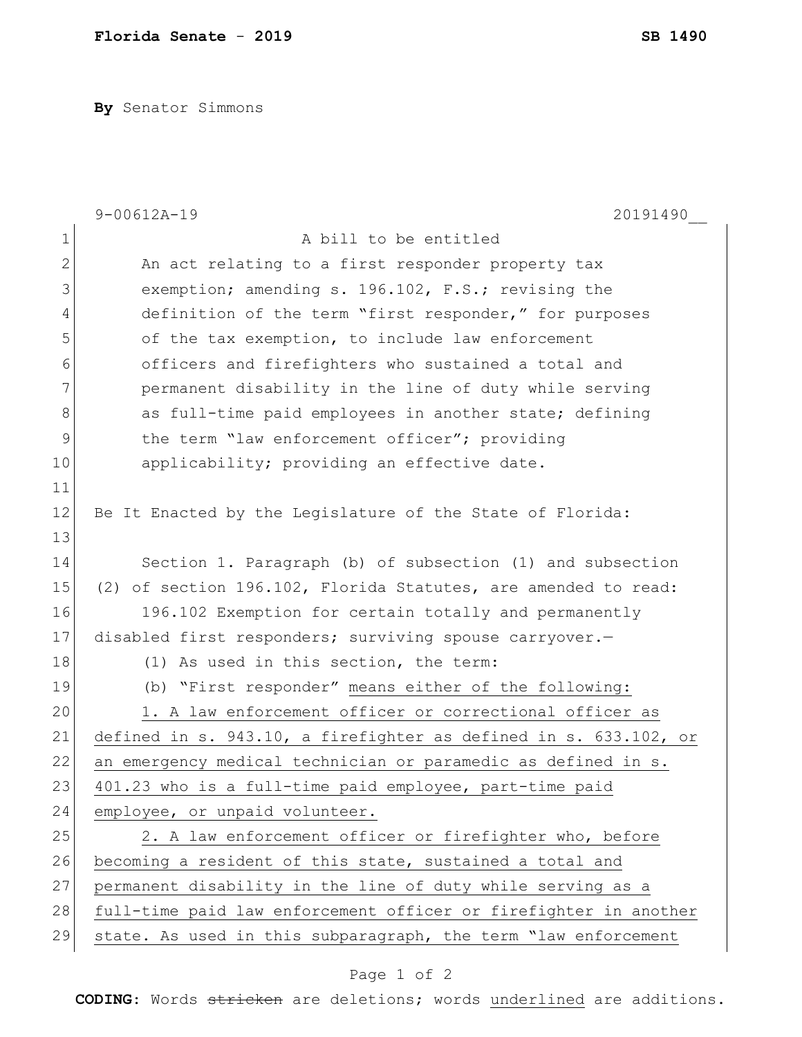**Florida Senate - 2019** **SB 1490**

**By** Senator Simmons

9-00612A-19 20191490__

A bill to be entitled

An act relating to a first responder property tax exemption; amending s. 196.102, F.S.; revising the definition of the term "first responder," for purposes of the tax exemption, to include law enforcement officers and firefighters who sustained a total and permanent disability in the line of duty while serving as full-time paid employees in another state; defining the term "law enforcement officer"; providing applicability; providing an effective date.

Be It Enacted by the Legislature of the State of Florida:

Section 1. Paragraph (b) of subsection (1) and subsection (2) of section 196.102, Florida Statutes, are amended to read:

196.102 Exemption for certain totally and permanently disabled first responders; surviving spouse carryover.—

(1) As used in this section, the term:

(b) "First responder" <u>means either of the following:</u>

<u>1. A law enforcement officer or correctional officer as defined in s. 943.10, a firefighter as defined in s. 633.102, or an emergency medical technician or paramedic as defined in s. 401.23 who is a full-time paid employee, part-time paid employee, or unpaid volunteer.</u>

<u>2. A law enforcement officer or firefighter who, before becoming a resident of this state, sustained a total and permanent disability in the line of duty while serving as a full-time paid law enforcement officer or firefighter in another state. As used in this subparagraph, the term "law enforcement</u>

**CODING:** Words ~~stricken~~ are deletions; words <u>underlined</u> are additions.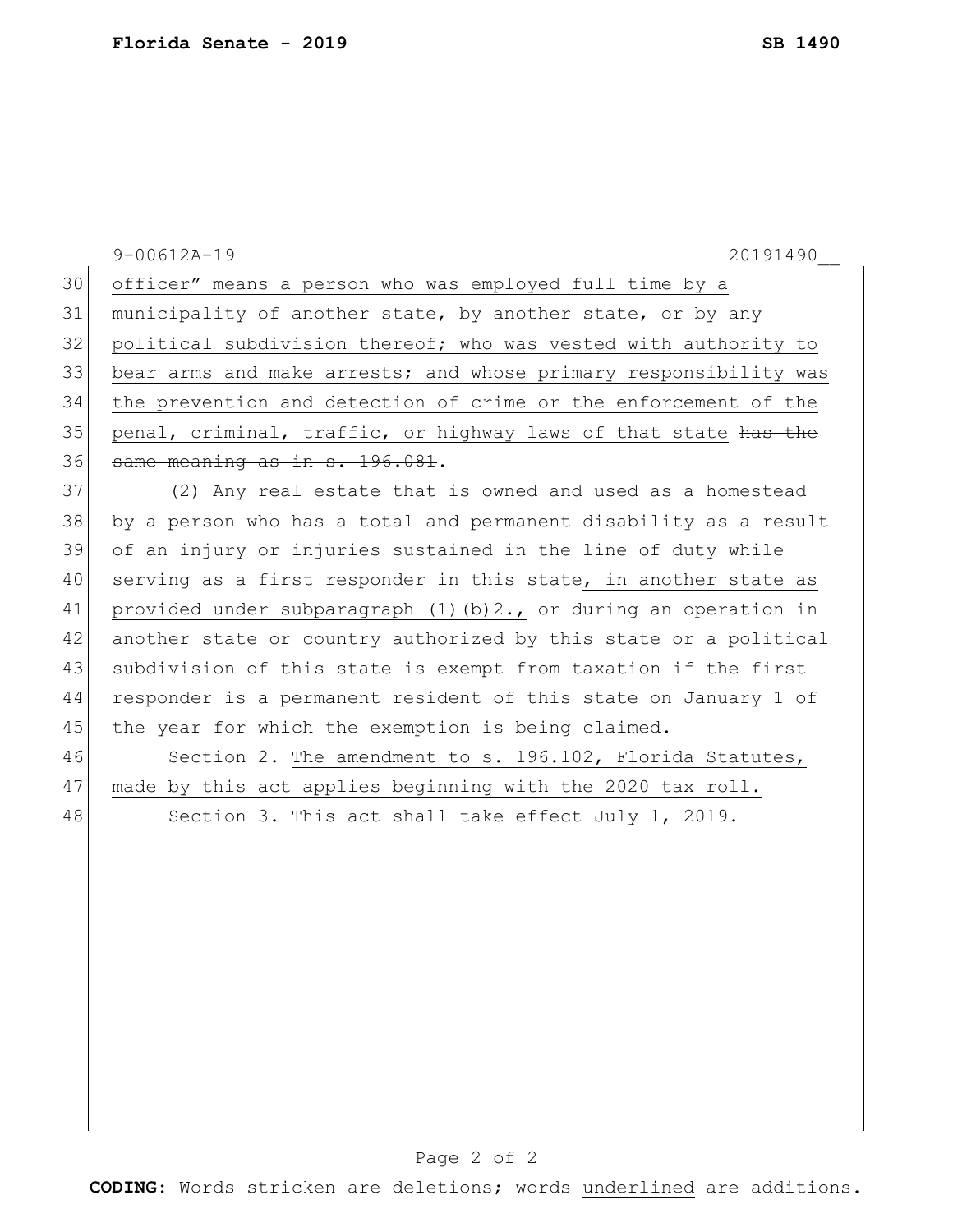<u>officer" means a person who was employed full time by a municipality of another state, by another state, or by any political subdivision thereof; who was vested with authority to bear arms and make arrests; and whose primary responsibility was the prevention and detection of crime or the enforcement of the penal, criminal, traffic, or highway laws of that state</u> ~~has the same meaning as in s. 196.081~~.

(2) Any real estate that is owned and used as a homestead by a person who has a total and permanent disability as a result of an injury or injuries sustained in the line of duty while serving as a first responder in this state<u>, in another state as provided under subparagraph (1)(b)2.,</u> or during an operation in another state or country authorized by this state or a political subdivision of this state is exempt from taxation if the first responder is a permanent resident of this state on January 1 of the year for which the exemption is being claimed.

Section 2. <u>The amendment to s. 196.102, Florida Statutes, made by this act applies beginning with the 2020 tax roll.</u>

Section 3. This act shall take effect July 1, 2019.